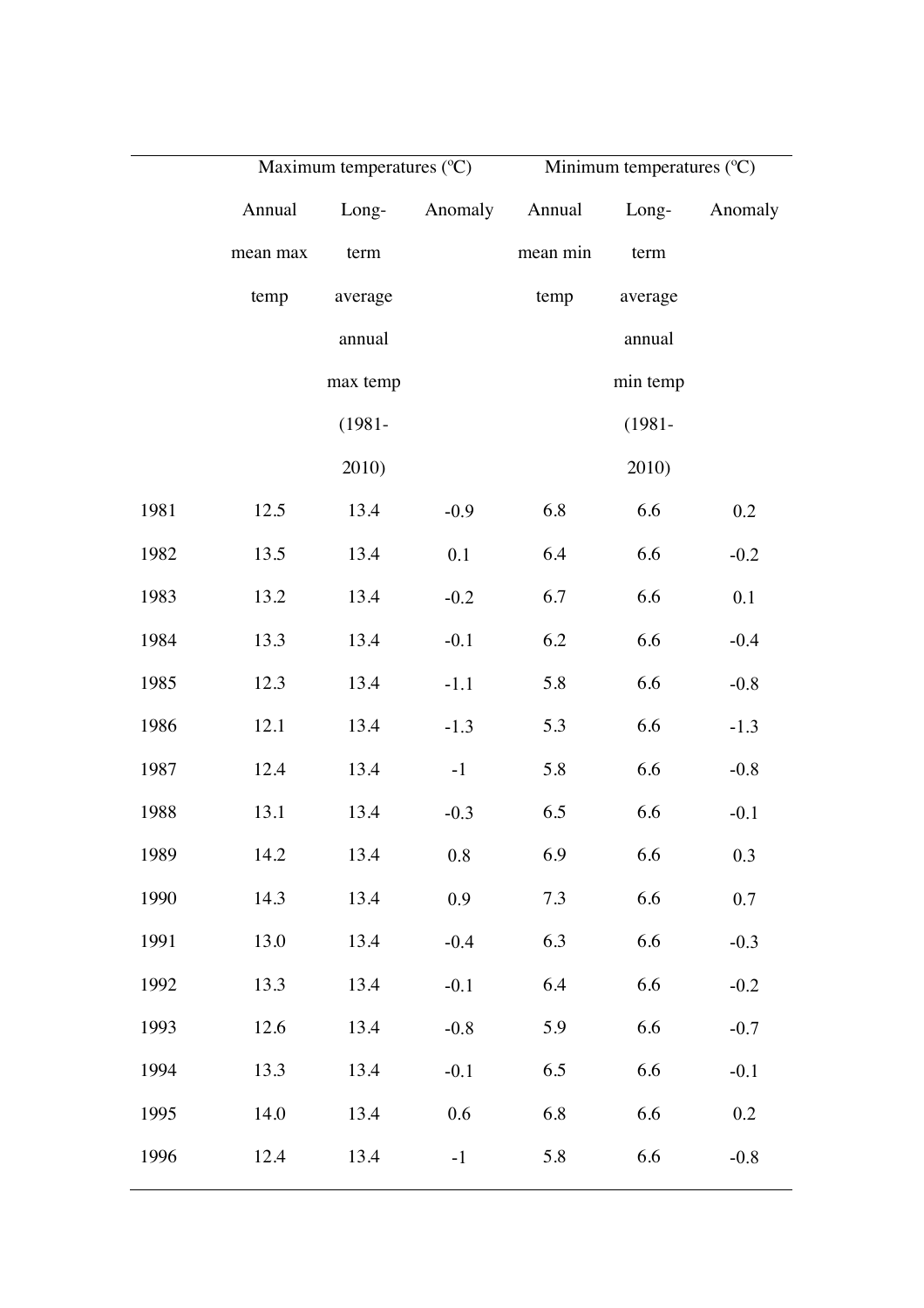| | Maximum temperatures (ºC) | | | Minimum temperatures (ºC) | | |
|---|---|---|---|---|---|---|
| | Annual mean max temp | Long-term average annual max temp (1981-2010) | Anomaly | Annual mean min temp | Long-term average annual min temp (1981-2010) | Anomaly |
| 1981 | 12.5 | 13.4 | -0.9 | 6.8 | 6.6 | 0.2 |
| 1982 | 13.5 | 13.4 | 0.1 | 6.4 | 6.6 | -0.2 |
| 1983 | 13.2 | 13.4 | -0.2 | 6.7 | 6.6 | 0.1 |
| 1984 | 13.3 | 13.4 | -0.1 | 6.2 | 6.6 | -0.4 |
| 1985 | 12.3 | 13.4 | -1.1 | 5.8 | 6.6 | -0.8 |
| 1986 | 12.1 | 13.4 | -1.3 | 5.3 | 6.6 | -1.3 |
| 1987 | 12.4 | 13.4 | -1 | 5.8 | 6.6 | -0.8 |
| 1988 | 13.1 | 13.4 | -0.3 | 6.5 | 6.6 | -0.1 |
| 1989 | 14.2 | 13.4 | 0.8 | 6.9 | 6.6 | 0.3 |
| 1990 | 14.3 | 13.4 | 0.9 | 7.3 | 6.6 | 0.7 |
| 1991 | 13.0 | 13.4 | -0.4 | 6.3 | 6.6 | -0.3 |
| 1992 | 13.3 | 13.4 | -0.1 | 6.4 | 6.6 | -0.2 |
| 1993 | 12.6 | 13.4 | -0.8 | 5.9 | 6.6 | -0.7 |
| 1994 | 13.3 | 13.4 | -0.1 | 6.5 | 6.6 | -0.1 |
| 1995 | 14.0 | 13.4 | 0.6 | 6.8 | 6.6 | 0.2 |
| 1996 | 12.4 | 13.4 | -1 | 5.8 | 6.6 | -0.8 |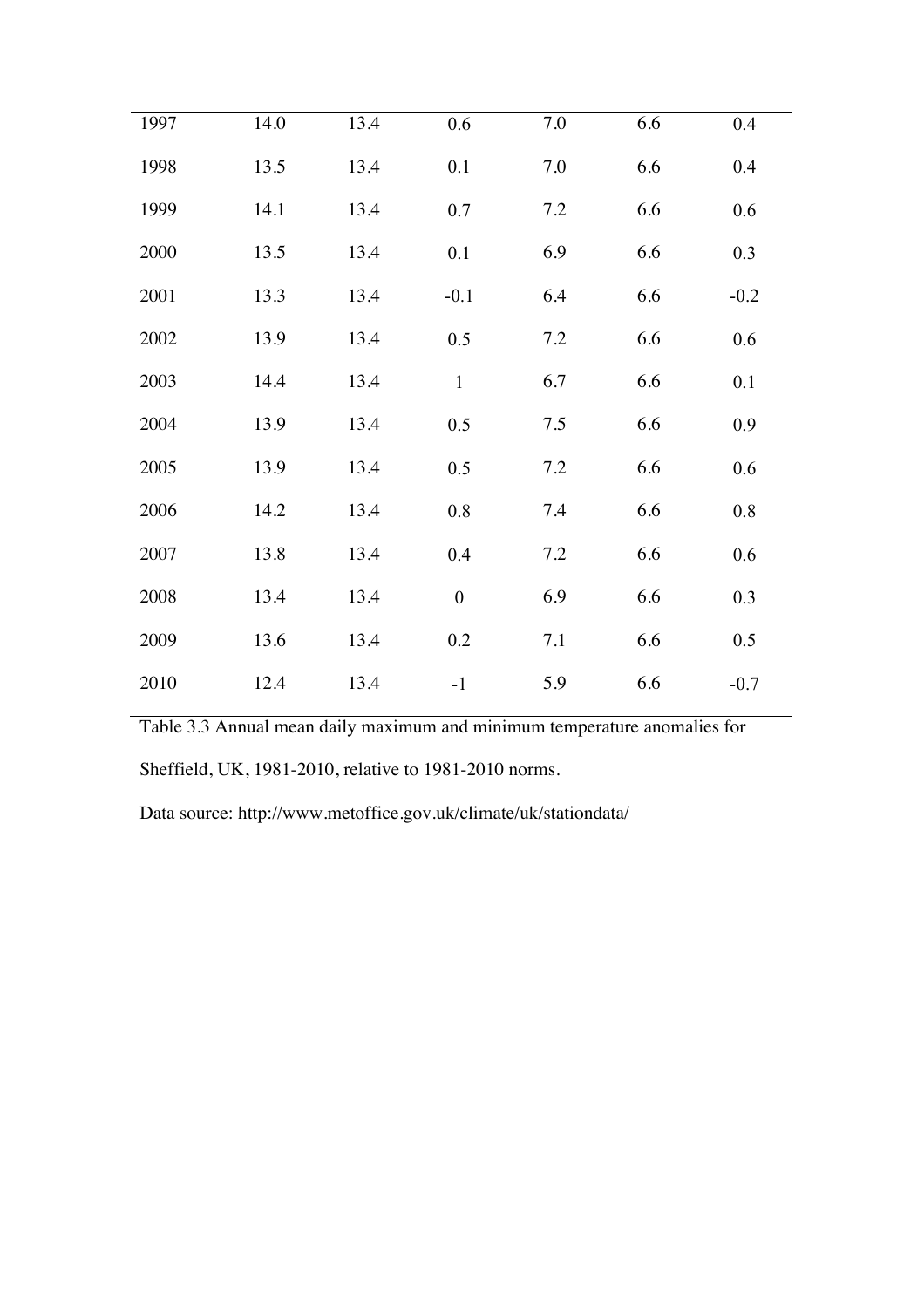| | | | | | | |
|---|---|---|---|---|---|---|
| 1997 | 14.0 | 13.4 | 0.6 | 7.0 | 6.6 | 0.4 |
| 1998 | 13.5 | 13.4 | 0.1 | 7.0 | 6.6 | 0.4 |
| 1999 | 14.1 | 13.4 | 0.7 | 7.2 | 6.6 | 0.6 |
| 2000 | 13.5 | 13.4 | 0.1 | 6.9 | 6.6 | 0.3 |
| 2001 | 13.3 | 13.4 | -0.1 | 6.4 | 6.6 | -0.2 |
| 2002 | 13.9 | 13.4 | 0.5 | 7.2 | 6.6 | 0.6 |
| 2003 | 14.4 | 13.4 | 1 | 6.7 | 6.6 | 0.1 |
| 2004 | 13.9 | 13.4 | 0.5 | 7.5 | 6.6 | 0.9 |
| 2005 | 13.9 | 13.4 | 0.5 | 7.2 | 6.6 | 0.6 |
| 2006 | 14.2 | 13.4 | 0.8 | 7.4 | 6.6 | 0.8 |
| 2007 | 13.8 | 13.4 | 0.4 | 7.2 | 6.6 | 0.6 |
| 2008 | 13.4 | 13.4 | 0 | 6.9 | 6.6 | 0.3 |
| 2009 | 13.6 | 13.4 | 0.2 | 7.1 | 6.6 | 0.5 |
| 2010 | 12.4 | 13.4 | -1 | 5.9 | 6.6 | -0.7 |

Table 3.3 Annual mean daily maximum and minimum temperature anomalies for Sheffield, UK, 1981-2010, relative to 1981-2010 norms.

Data source: http://www.metoffice.gov.uk/climate/uk/stationdata/